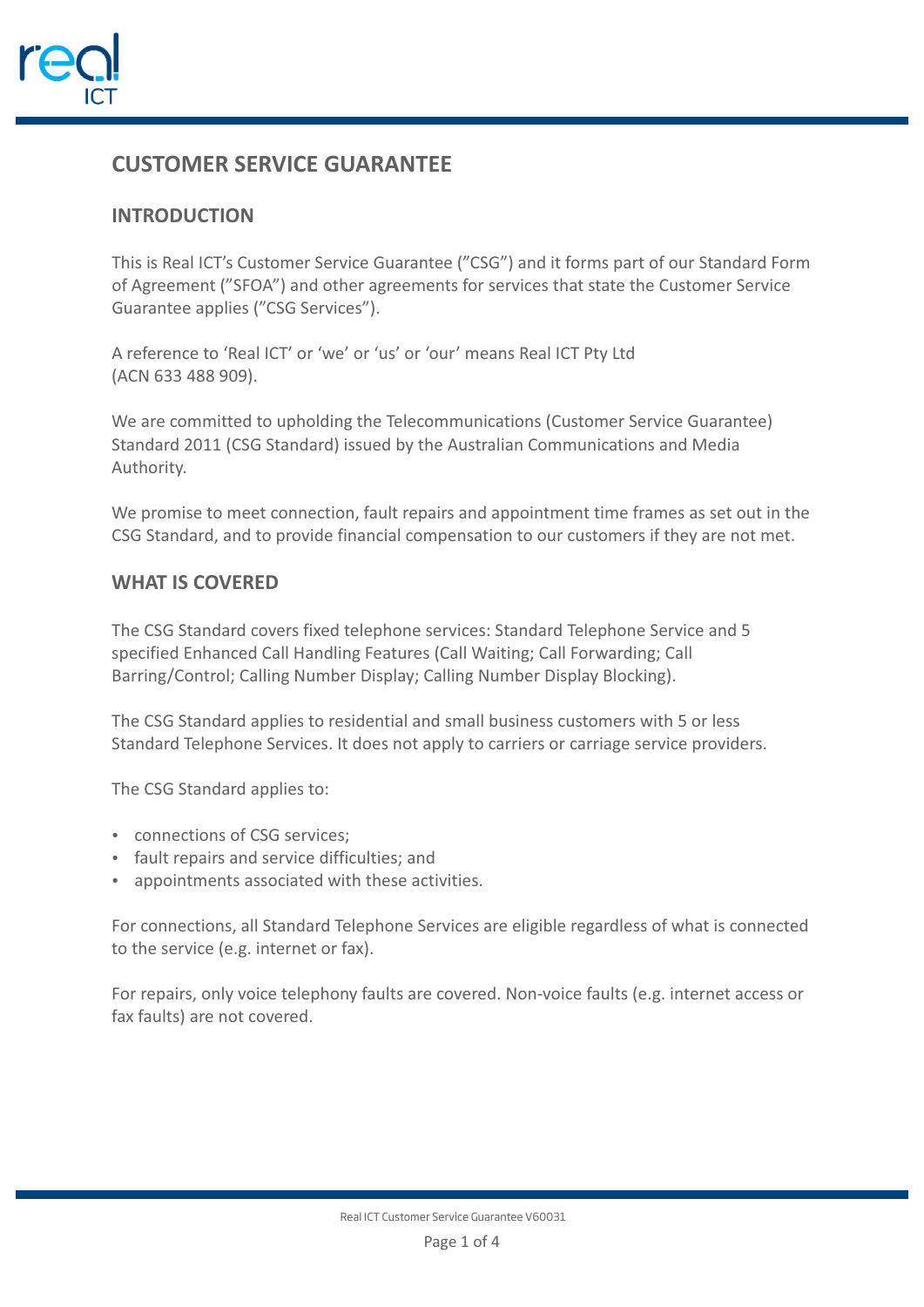# CUSTOMER SERVICE GUARANTEE

## INTRODUCTION

This is Real ICT's Customer Service Guarantee (”CSG”) and it forms part of our Standard Form of Agreement (”SFOA”) and other agreements for services that state the Customer Service Guarantee applies (”CSG Services”).

A reference to 'Real ICT' or 'we' or 'us' or 'our' means Real ICT Pty Ltd (ACN 633 488 909).

We are committed to upholding the Telecommunications (Customer Service Guarantee) Standard 2011 (CSG Standard) issued by the Australian Communications and Media Authority.

We promise to meet connection, fault repairs and appointment time frames as set out in the CSG Standard, and to provide financial compensation to our customers if they are not met.

## WHAT IS COVERED

The CSG Standard covers fixed telephone services: Standard Telephone Service and 5 specified Enhanced Call Handling Features (Call Waiting; Call Forwarding; Call Barring/Control; Calling Number Display; Calling Number Display Blocking).

The CSG Standard applies to residential and small business customers with 5 or less Standard Telephone Services. It does not apply to carriers or carriage service providers.

The CSG Standard applies to:

- connections of CSG services;
- fault repairs and service difficulties; and
- appointments associated with these activities.

For connections, all Standard Telephone Services are eligible regardless of what is connected to the service (e.g. internet or fax).

For repairs, only voice telephony faults are covered. Non-voice faults (e.g. internet access or fax faults) are not covered.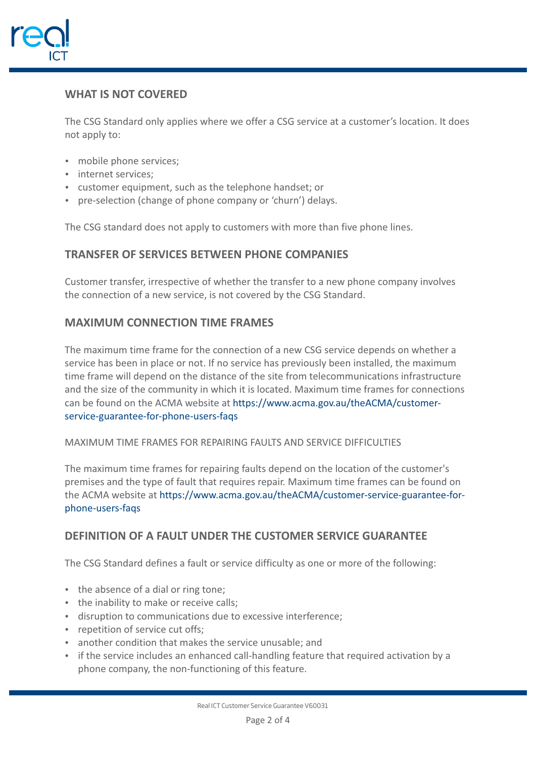## WHAT IS NOT COVERED

The CSG Standard only applies where we offer a CSG service at a customer's location. It does not apply to:

- mobile phone services;
- internet services;
- customer equipment, such as the telephone handset; or
- pre-selection (change of phone company or 'churn') delays.

The CSG standard does not apply to customers with more than five phone lines.

## TRANSFER OF SERVICES BETWEEN PHONE COMPANIES

Customer transfer, irrespective of whether the transfer to a new phone company involves the connection of a new service, is not covered by the CSG Standard.

## MAXIMUM CONNECTION TIME FRAMES

The maximum time frame for the connection of a new CSG service depends on whether a service has been in place or not. If no service has previously been installed, the maximum time frame will depend on the distance of the site from telecommunications infrastructure and the size of the community in which it is located. Maximum time frames for connections can be found on the ACMA website at https://www.acma.gov.au/theACMA/customer-service-guarantee-for-phone-users-faqs

MAXIMUM TIME FRAMES FOR REPAIRING FAULTS AND SERVICE DIFFICULTIES

The maximum time frames for repairing faults depend on the location of the customer's premises and the type of fault that requires repair. Maximum time frames can be found on the ACMA website at https://www.acma.gov.au/theACMA/customer-service-guarantee-for-phone-users-faqs

## DEFINITION OF A FAULT UNDER THE CUSTOMER SERVICE GUARANTEE

The CSG Standard defines a fault or service difficulty as one or more of the following:

- the absence of a dial or ring tone;
- the inability to make or receive calls;
- disruption to communications due to excessive interference;
- repetition of service cut offs;
- another condition that makes the service unusable; and
- if the service includes an enhanced call-handling feature that required activation by a phone company, the non-functioning of this feature.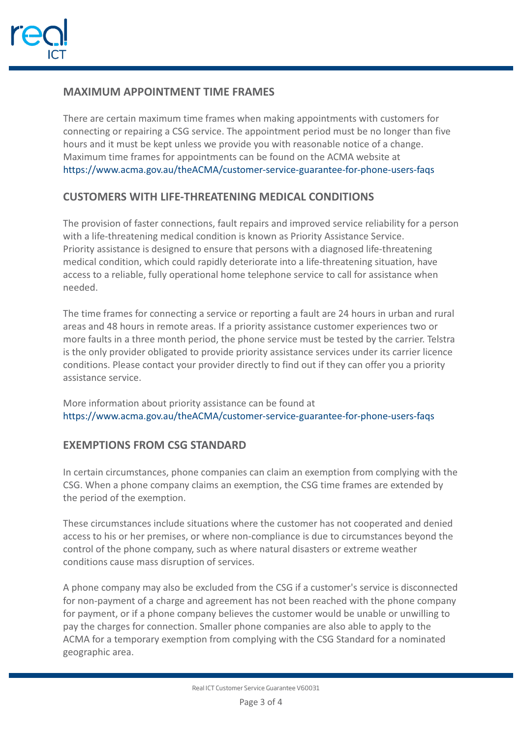## MAXIMUM APPOINTMENT TIME FRAMES

There are certain maximum time frames when making appointments with customers for connecting or repairing a CSG service. The appointment period must be no longer than five hours and it must be kept unless we provide you with reasonable notice of a change. Maximum time frames for appointments can be found on the ACMA website at https://www.acma.gov.au/theACMA/customer-service-guarantee-for-phone-users-faqs

## CUSTOMERS WITH LIFE-THREATENING MEDICAL CONDITIONS

The provision of faster connections, fault repairs and improved service reliability for a person with a life-threatening medical condition is known as Priority Assistance Service. Priority assistance is designed to ensure that persons with a diagnosed life-threatening medical condition, which could rapidly deteriorate into a life-threatening situation, have access to a reliable, fully operational home telephone service to call for assistance when needed.

The time frames for connecting a service or reporting a fault are 24 hours in urban and rural areas and 48 hours in remote areas. If a priority assistance customer experiences two or more faults in a three month period, the phone service must be tested by the carrier. Telstra is the only provider obligated to provide priority assistance services under its carrier licence conditions. Please contact your provider directly to find out if they can offer you a priority assistance service.

More information about priority assistance can be found at https://www.acma.gov.au/theACMA/customer-service-guarantee-for-phone-users-faqs

## EXEMPTIONS FROM CSG STANDARD

In certain circumstances, phone companies can claim an exemption from complying with the CSG. When a phone company claims an exemption, the CSG time frames are extended by the period of the exemption.

These circumstances include situations where the customer has not cooperated and denied access to his or her premises, or where non-compliance is due to circumstances beyond the control of the phone company, such as where natural disasters or extreme weather conditions cause mass disruption of services.

A phone company may also be excluded from the CSG if a customer's service is disconnected for non-payment of a charge and agreement has not been reached with the phone company for payment, or if a phone company believes the customer would be unable or unwilling to pay the charges for connection. Smaller phone companies are also able to apply to the ACMA for a temporary exemption from complying with the CSG Standard for a nominated geographic area.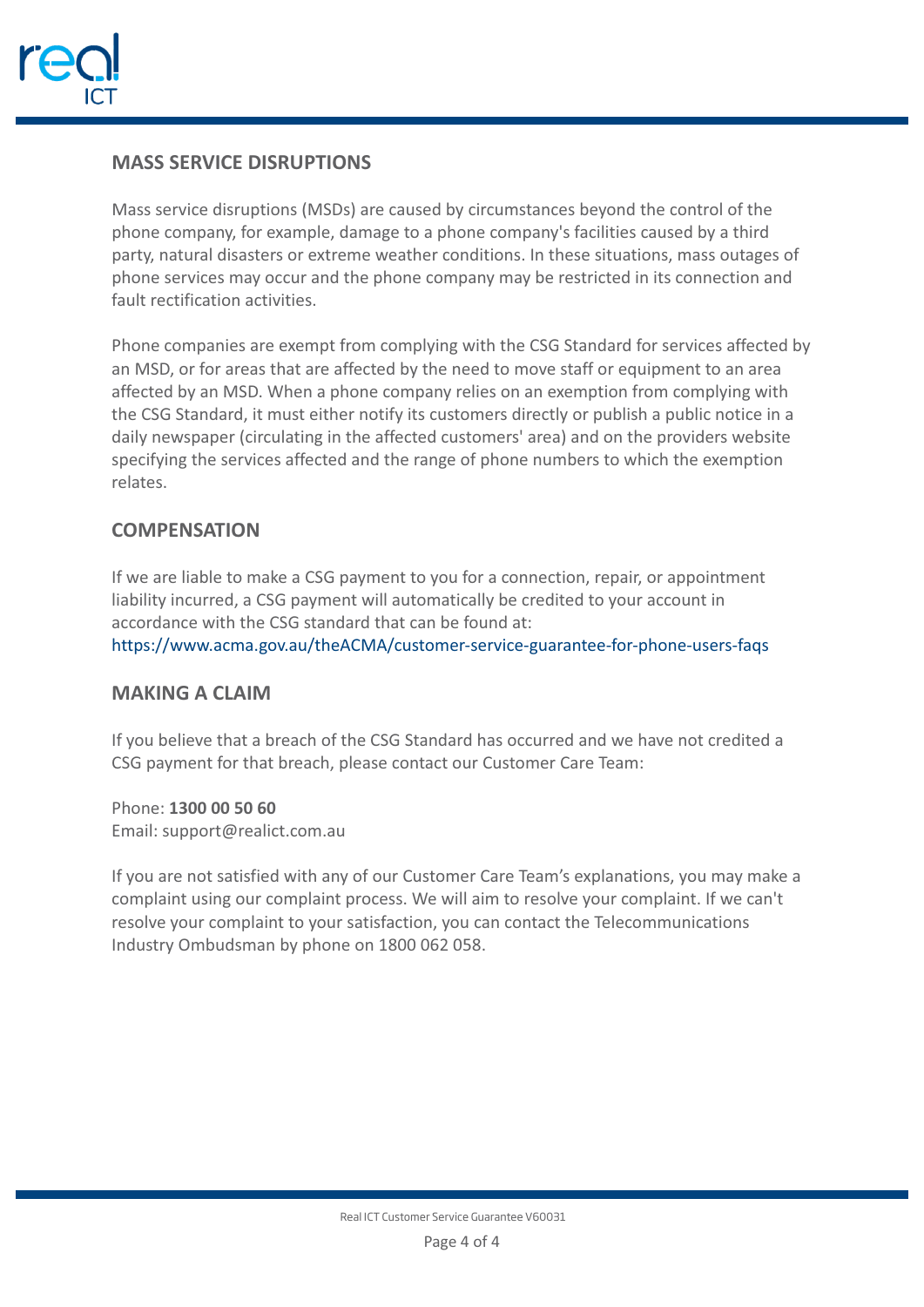## MASS SERVICE DISRUPTIONS

Mass service disruptions (MSDs) are caused by circumstances beyond the control of the phone company, for example, damage to a phone company's facilities caused by a third party, natural disasters or extreme weather conditions. In these situations, mass outages of phone services may occur and the phone company may be restricted in its connection and fault rectification activities.

Phone companies are exempt from complying with the CSG Standard for services affected by an MSD, or for areas that are affected by the need to move staff or equipment to an area affected by an MSD. When a phone company relies on an exemption from complying with the CSG Standard, it must either notify its customers directly or publish a public notice in a daily newspaper (circulating in the affected customers' area) and on the providers website specifying the services affected and the range of phone numbers to which the exemption relates.

## COMPENSATION

If we are liable to make a CSG payment to you for a connection, repair, or appointment liability incurred, a CSG payment will automatically be credited to your account in accordance with the CSG standard that can be found at:
https://www.acma.gov.au/theACMA/customer-service-guarantee-for-phone-users-faqs

## MAKING A CLAIM

If you believe that a breach of the CSG Standard has occurred and we have not credited a CSG payment for that breach, please contact our Customer Care Team:

Phone: **1300 00 50 60**
Email: support@realict.com.au

If you are not satisfied with any of our Customer Care Team's explanations, you may make a complaint using our complaint process. We will aim to resolve your complaint. If we can't resolve your complaint to your satisfaction, you can contact the Telecommunications Industry Ombudsman by phone on 1800 062 058.